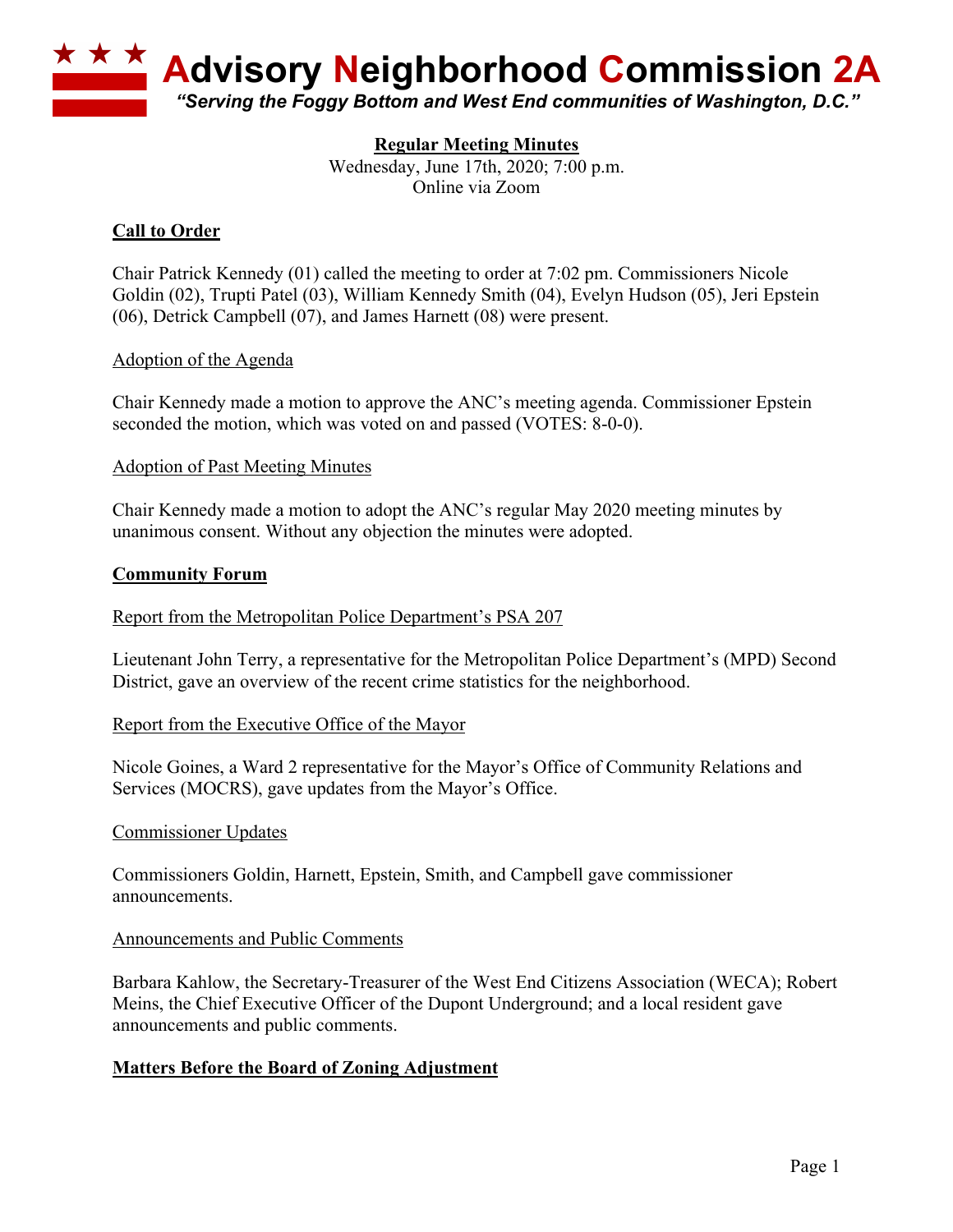# Advisory Neighborhood Commission 2A

*"Serving the Foggy Bottom and West End communities of Washington, D.C."*

**Regular Meeting Minutes**

Wednesday, June 17th, 2020; 7:00 p.m.
Online via Zoom

## Call to Order

Chair Patrick Kennedy (01) called the meeting to order at 7:02 pm. Commissioners Nicole Goldin (02), Trupti Patel (03), William Kennedy Smith (04), Evelyn Hudson (05), Jeri Epstein (06), Detrick Campbell (07), and James Harnett (08) were present.

### Adoption of the Agenda

Chair Kennedy made a motion to approve the ANC's meeting agenda. Commissioner Epstein seconded the motion, which was voted on and passed (VOTES: 8-0-0).

### Adoption of Past Meeting Minutes

Chair Kennedy made a motion to adopt the ANC's regular May 2020 meeting minutes by unanimous consent. Without any objection the minutes were adopted.

## Community Forum

### Report from the Metropolitan Police Department's PSA 207

Lieutenant John Terry, a representative for the Metropolitan Police Department's (MPD) Second District, gave an overview of the recent crime statistics for the neighborhood.

### Report from the Executive Office of the Mayor

Nicole Goines, a Ward 2 representative for the Mayor's Office of Community Relations and Services (MOCRS), gave updates from the Mayor's Office.

### Commissioner Updates

Commissioners Goldin, Harnett, Epstein, Smith, and Campbell gave commissioner announcements.

### Announcements and Public Comments

Barbara Kahlow, the Secretary-Treasurer of the West End Citizens Association (WECA); Robert Meins, the Chief Executive Officer of the Dupont Underground; and a local resident gave announcements and public comments.

## Matters Before the Board of Zoning Adjustment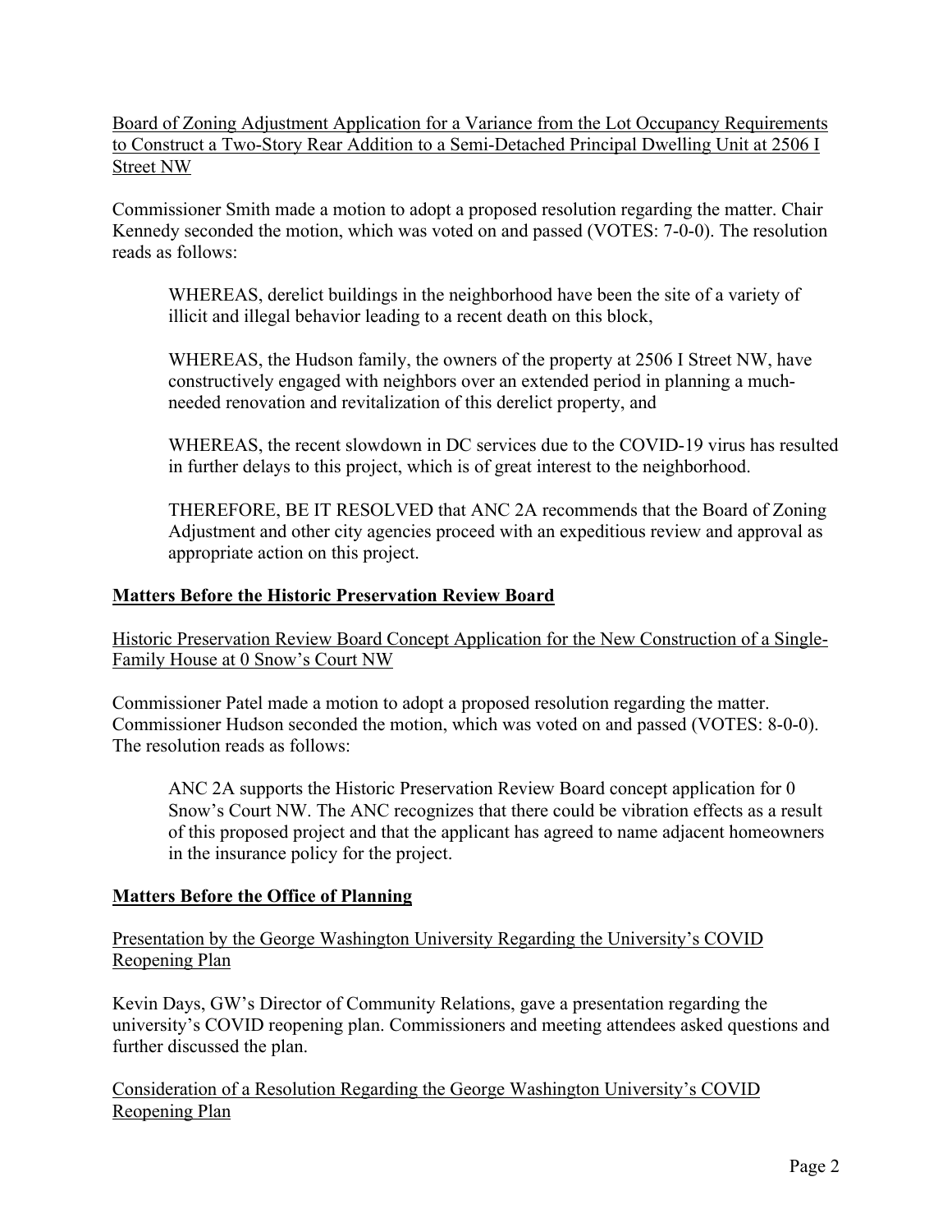Board of Zoning Adjustment Application for a Variance from the Lot Occupancy Requirements to Construct a Two-Story Rear Addition to a Semi-Detached Principal Dwelling Unit at 2506 I Street NW

Commissioner Smith made a motion to adopt a proposed resolution regarding the matter. Chair Kennedy seconded the motion, which was voted on and passed (VOTES: 7-0-0). The resolution reads as follows:

> WHEREAS, derelict buildings in the neighborhood have been the site of a variety of illicit and illegal behavior leading to a recent death on this block,
>
> WHEREAS, the Hudson family, the owners of the property at 2506 I Street NW, have constructively engaged with neighbors over an extended period in planning a much-needed renovation and revitalization of this derelict property, and
>
> WHEREAS, the recent slowdown in DC services due to the COVID-19 virus has resulted in further delays to this project, which is of great interest to the neighborhood.
>
> THEREFORE, BE IT RESOLVED that ANC 2A recommends that the Board of Zoning Adjustment and other city agencies proceed with an expeditious review and approval as appropriate action on this project.

## Matters Before the Historic Preservation Review Board

Historic Preservation Review Board Concept Application for the New Construction of a Single-Family House at 0 Snow's Court NW

Commissioner Patel made a motion to adopt a proposed resolution regarding the matter. Commissioner Hudson seconded the motion, which was voted on and passed (VOTES: 8-0-0). The resolution reads as follows:

> ANC 2A supports the Historic Preservation Review Board concept application for 0 Snow's Court NW. The ANC recognizes that there could be vibration effects as a result of this proposed project and that the applicant has agreed to name adjacent homeowners in the insurance policy for the project.

## Matters Before the Office of Planning

Presentation by the George Washington University Regarding the University's COVID Reopening Plan

Kevin Days, GW's Director of Community Relations, gave a presentation regarding the university's COVID reopening plan. Commissioners and meeting attendees asked questions and further discussed the plan.

Consideration of a Resolution Regarding the George Washington University's COVID Reopening Plan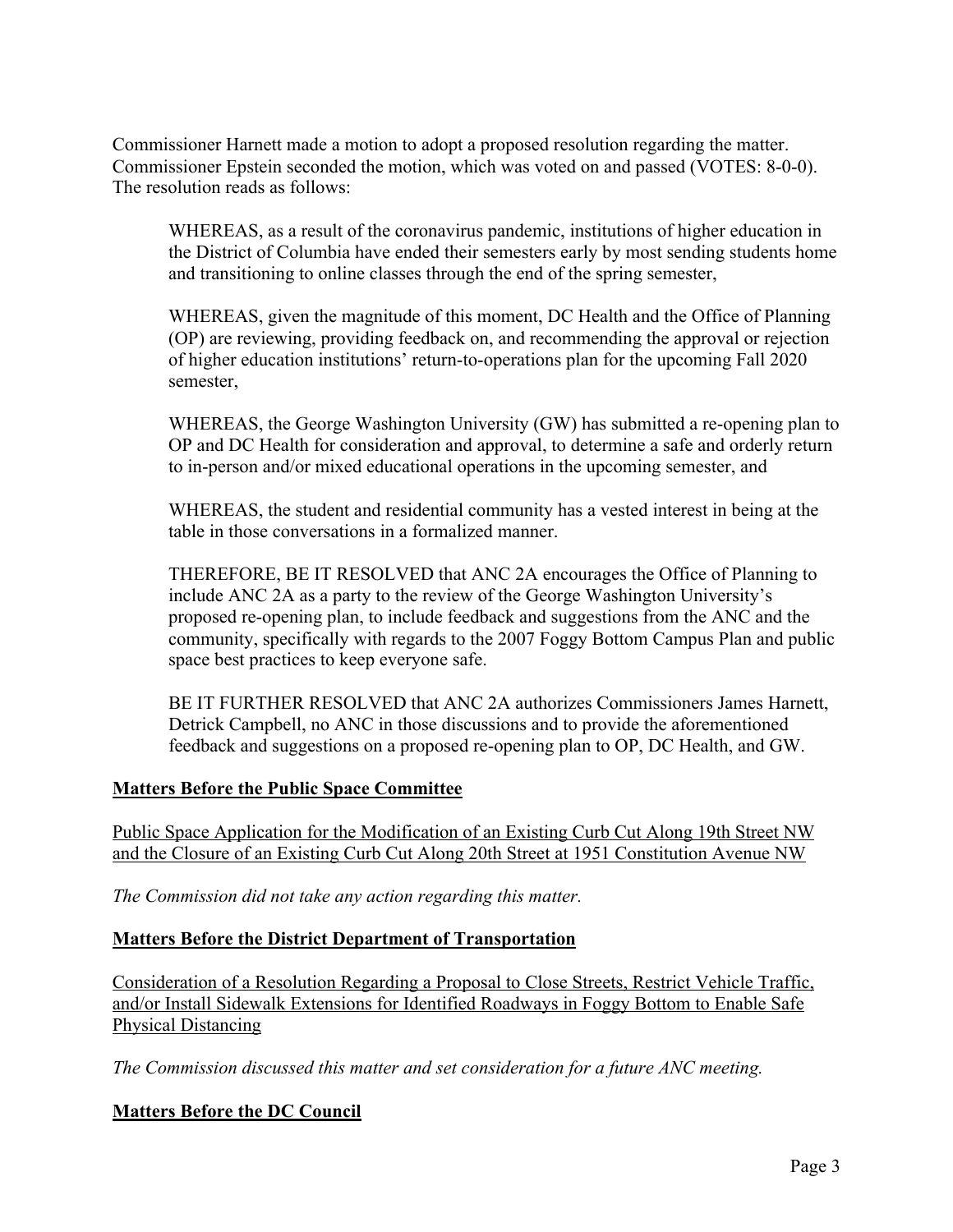Commissioner Harnett made a motion to adopt a proposed resolution regarding the matter. Commissioner Epstein seconded the motion, which was voted on and passed (VOTES: 8-0-0). The resolution reads as follows:

> WHEREAS, as a result of the coronavirus pandemic, institutions of higher education in the District of Columbia have ended their semesters early by most sending students home and transitioning to online classes through the end of the spring semester,
>
> WHEREAS, given the magnitude of this moment, DC Health and the Office of Planning (OP) are reviewing, providing feedback on, and recommending the approval or rejection of higher education institutions' return-to-operations plan for the upcoming Fall 2020 semester,
>
> WHEREAS, the George Washington University (GW) has submitted a re-opening plan to OP and DC Health for consideration and approval, to determine a safe and orderly return to in-person and/or mixed educational operations in the upcoming semester, and
>
> WHEREAS, the student and residential community has a vested interest in being at the table in those conversations in a formalized manner.
>
> THEREFORE, BE IT RESOLVED that ANC 2A encourages the Office of Planning to include ANC 2A as a party to the review of the George Washington University's proposed re-opening plan, to include feedback and suggestions from the ANC and the community, specifically with regards to the 2007 Foggy Bottom Campus Plan and public space best practices to keep everyone safe.
>
> BE IT FURTHER RESOLVED that ANC 2A authorizes Commissioners James Harnett, Detrick Campbell, no ANC in those discussions and to provide the aforementioned feedback and suggestions on a proposed re-opening plan to OP, DC Health, and GW.

## Matters Before the Public Space Committee

Public Space Application for the Modification of an Existing Curb Cut Along 19th Street NW and the Closure of an Existing Curb Cut Along 20th Street at 1951 Constitution Avenue NW

*The Commission did not take any action regarding this matter.*

## Matters Before the District Department of Transportation

Consideration of a Resolution Regarding a Proposal to Close Streets, Restrict Vehicle Traffic, and/or Install Sidewalk Extensions for Identified Roadways in Foggy Bottom to Enable Safe Physical Distancing

*The Commission discussed this matter and set consideration for a future ANC meeting.*

## Matters Before the DC Council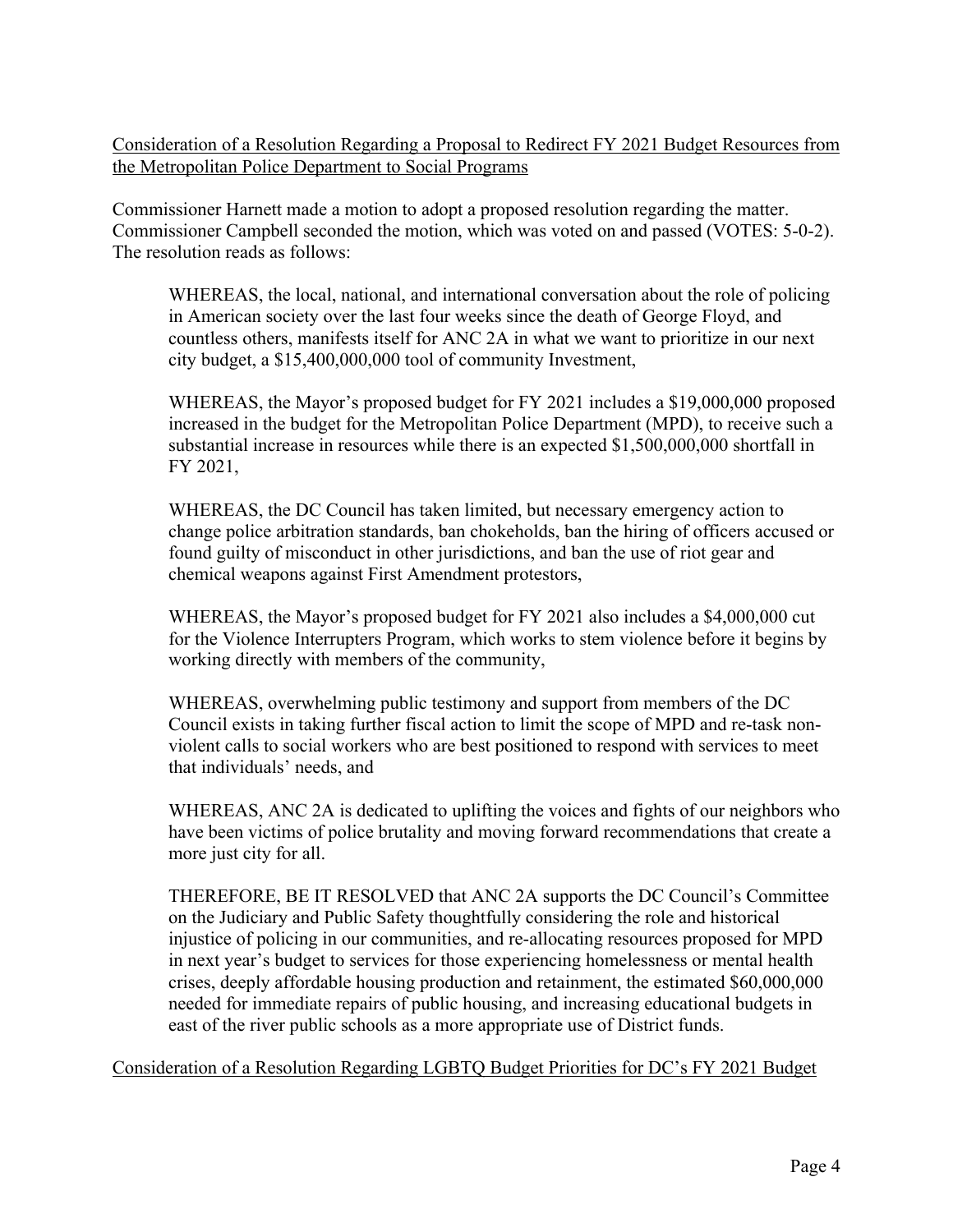Consideration of a Resolution Regarding a Proposal to Redirect FY 2021 Budget Resources from the Metropolitan Police Department to Social Programs

Commissioner Harnett made a motion to adopt a proposed resolution regarding the matter. Commissioner Campbell seconded the motion, which was voted on and passed (VOTES: 5-0-2). The resolution reads as follows:

> WHEREAS, the local, national, and international conversation about the role of policing in American society over the last four weeks since the death of George Floyd, and countless others, manifests itself for ANC 2A in what we want to prioritize in our next city budget, a $15,400,000,000 tool of community Investment,
>
> WHEREAS, the Mayor's proposed budget for FY 2021 includes a $19,000,000 proposed increased in the budget for the Metropolitan Police Department (MPD), to receive such a substantial increase in resources while there is an expected $1,500,000,000 shortfall in FY 2021,
>
> WHEREAS, the DC Council has taken limited, but necessary emergency action to change police arbitration standards, ban chokeholds, ban the hiring of officers accused or found guilty of misconduct in other jurisdictions, and ban the use of riot gear and chemical weapons against First Amendment protestors,
>
> WHEREAS, the Mayor's proposed budget for FY 2021 also includes a $4,000,000 cut for the Violence Interrupters Program, which works to stem violence before it begins by working directly with members of the community,
>
> WHEREAS, overwhelming public testimony and support from members of the DC Council exists in taking further fiscal action to limit the scope of MPD and re-task non-violent calls to social workers who are best positioned to respond with services to meet that individuals' needs, and
>
> WHEREAS, ANC 2A is dedicated to uplifting the voices and fights of our neighbors who have been victims of police brutality and moving forward recommendations that create a more just city for all.
>
> THEREFORE, BE IT RESOLVED that ANC 2A supports the DC Council's Committee on the Judiciary and Public Safety thoughtfully considering the role and historical injustice of policing in our communities, and re-allocating resources proposed for MPD in next year's budget to services for those experiencing homelessness or mental health crises, deeply affordable housing production and retainment, the estimated $60,000,000 needed for immediate repairs of public housing, and increasing educational budgets in east of the river public schools as a more appropriate use of District funds.

Consideration of a Resolution Regarding LGBTQ Budget Priorities for DC's FY 2021 Budget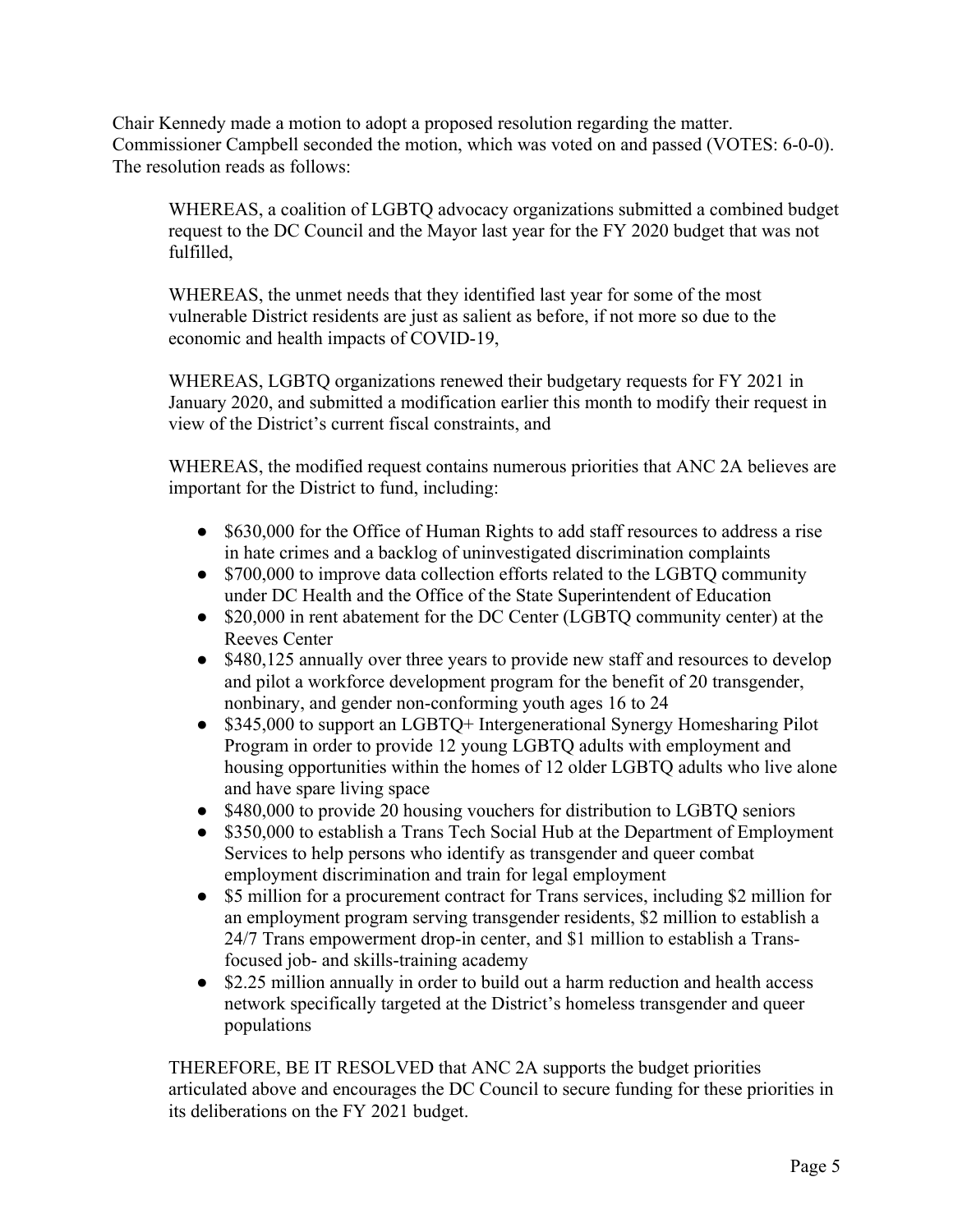Chair Kennedy made a motion to adopt a proposed resolution regarding the matter. Commissioner Campbell seconded the motion, which was voted on and passed (VOTES: 6-0-0). The resolution reads as follows:

> WHEREAS, a coalition of LGBTQ advocacy organizations submitted a combined budget request to the DC Council and the Mayor last year for the FY 2020 budget that was not fulfilled,
>
> WHEREAS, the unmet needs that they identified last year for some of the most vulnerable District residents are just as salient as before, if not more so due to the economic and health impacts of COVID-19,
>
> WHEREAS, LGBTQ organizations renewed their budgetary requests for FY 2021 in January 2020, and submitted a modification earlier this month to modify their request in view of the District's current fiscal constraints, and
>
> WHEREAS, the modified request contains numerous priorities that ANC 2A believes are important for the District to fund, including:
>
> - $630,000 for the Office of Human Rights to add staff resources to address a rise in hate crimes and a backlog of uninvestigated discrimination complaints
> - $700,000 to improve data collection efforts related to the LGBTQ community under DC Health and the Office of the State Superintendent of Education
> - $20,000 in rent abatement for the DC Center (LGBTQ community center) at the Reeves Center
> - $480,125 annually over three years to provide new staff and resources to develop and pilot a workforce development program for the benefit of 20 transgender, nonbinary, and gender non-conforming youth ages 16 to 24
> - $345,000 to support an LGBTQ+ Intergenerational Synergy Homesharing Pilot Program in order to provide 12 young LGBTQ adults with employment and housing opportunities within the homes of 12 older LGBTQ adults who live alone and have spare living space
> - $480,000 to provide 20 housing vouchers for distribution to LGBTQ seniors
> - $350,000 to establish a Trans Tech Social Hub at the Department of Employment Services to help persons who identify as transgender and queer combat employment discrimination and train for legal employment
> - $5 million for a procurement contract for Trans services, including $2 million for an employment program serving transgender residents, $2 million to establish a 24/7 Trans empowerment drop-in center, and $1 million to establish a Trans-focused job- and skills-training academy
> - $2.25 million annually in order to build out a harm reduction and health access network specifically targeted at the District's homeless transgender and queer populations
>
> THEREFORE, BE IT RESOLVED that ANC 2A supports the budget priorities articulated above and encourages the DC Council to secure funding for these priorities in its deliberations on the FY 2021 budget.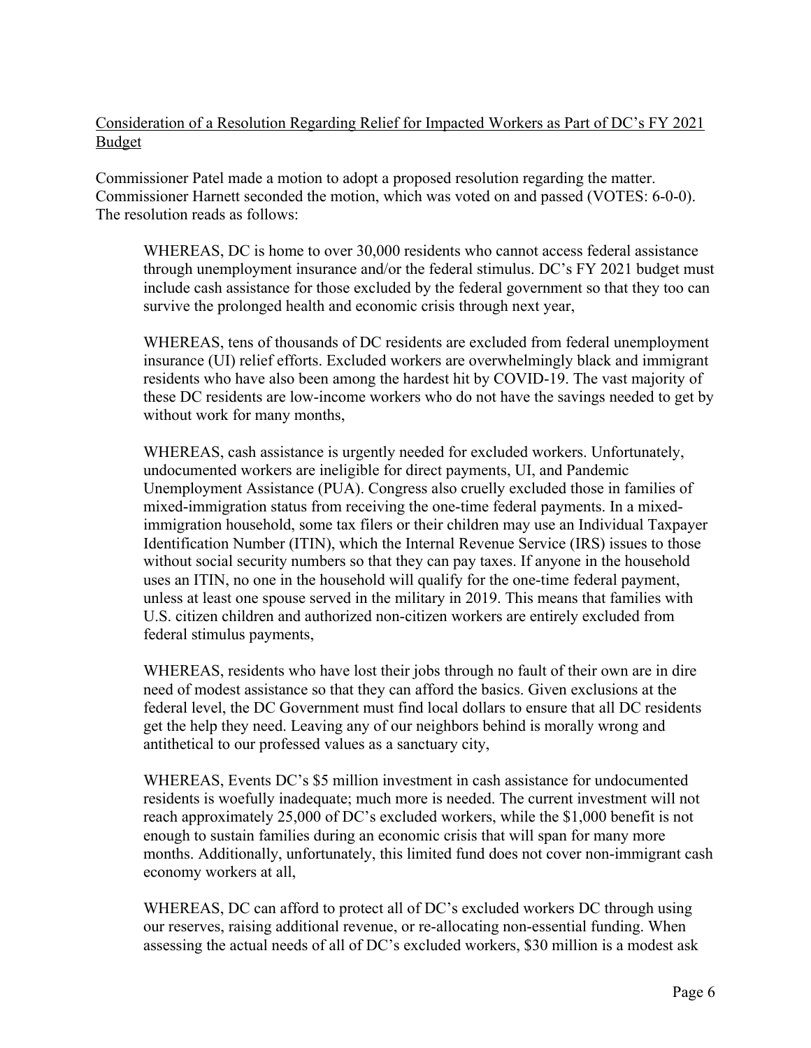Consideration of a Resolution Regarding Relief for Impacted Workers as Part of DC's FY 2021 Budget

Commissioner Patel made a motion to adopt a proposed resolution regarding the matter. Commissioner Harnett seconded the motion, which was voted on and passed (VOTES: 6-0-0). The resolution reads as follows:

> WHEREAS, DC is home to over 30,000 residents who cannot access federal assistance through unemployment insurance and/or the federal stimulus. DC's FY 2021 budget must include cash assistance for those excluded by the federal government so that they too can survive the prolonged health and economic crisis through next year,
>
> WHEREAS, tens of thousands of DC residents are excluded from federal unemployment insurance (UI) relief efforts. Excluded workers are overwhelmingly black and immigrant residents who have also been among the hardest hit by COVID-19. The vast majority of these DC residents are low-income workers who do not have the savings needed to get by without work for many months,
>
> WHEREAS, cash assistance is urgently needed for excluded workers. Unfortunately, undocumented workers are ineligible for direct payments, UI, and Pandemic Unemployment Assistance (PUA). Congress also cruelly excluded those in families of mixed-immigration status from receiving the one-time federal payments. In a mixed-immigration household, some tax filers or their children may use an Individual Taxpayer Identification Number (ITIN), which the Internal Revenue Service (IRS) issues to those without social security numbers so that they can pay taxes. If anyone in the household uses an ITIN, no one in the household will qualify for the one-time federal payment, unless at least one spouse served in the military in 2019. This means that families with U.S. citizen children and authorized non-citizen workers are entirely excluded from federal stimulus payments,
>
> WHEREAS, residents who have lost their jobs through no fault of their own are in dire need of modest assistance so that they can afford the basics. Given exclusions at the federal level, the DC Government must find local dollars to ensure that all DC residents get the help they need. Leaving any of our neighbors behind is morally wrong and antithetical to our professed values as a sanctuary city,
>
> WHEREAS, Events DC's $5 million investment in cash assistance for undocumented residents is woefully inadequate; much more is needed. The current investment will not reach approximately 25,000 of DC's excluded workers, while the $1,000 benefit is not enough to sustain families during an economic crisis that will span for many more months. Additionally, unfortunately, this limited fund does not cover non-immigrant cash economy workers at all,
>
> WHEREAS, DC can afford to protect all of DC's excluded workers DC through using our reserves, raising additional revenue, or re-allocating non-essential funding. When assessing the actual needs of all of DC's excluded workers, $30 million is a modest ask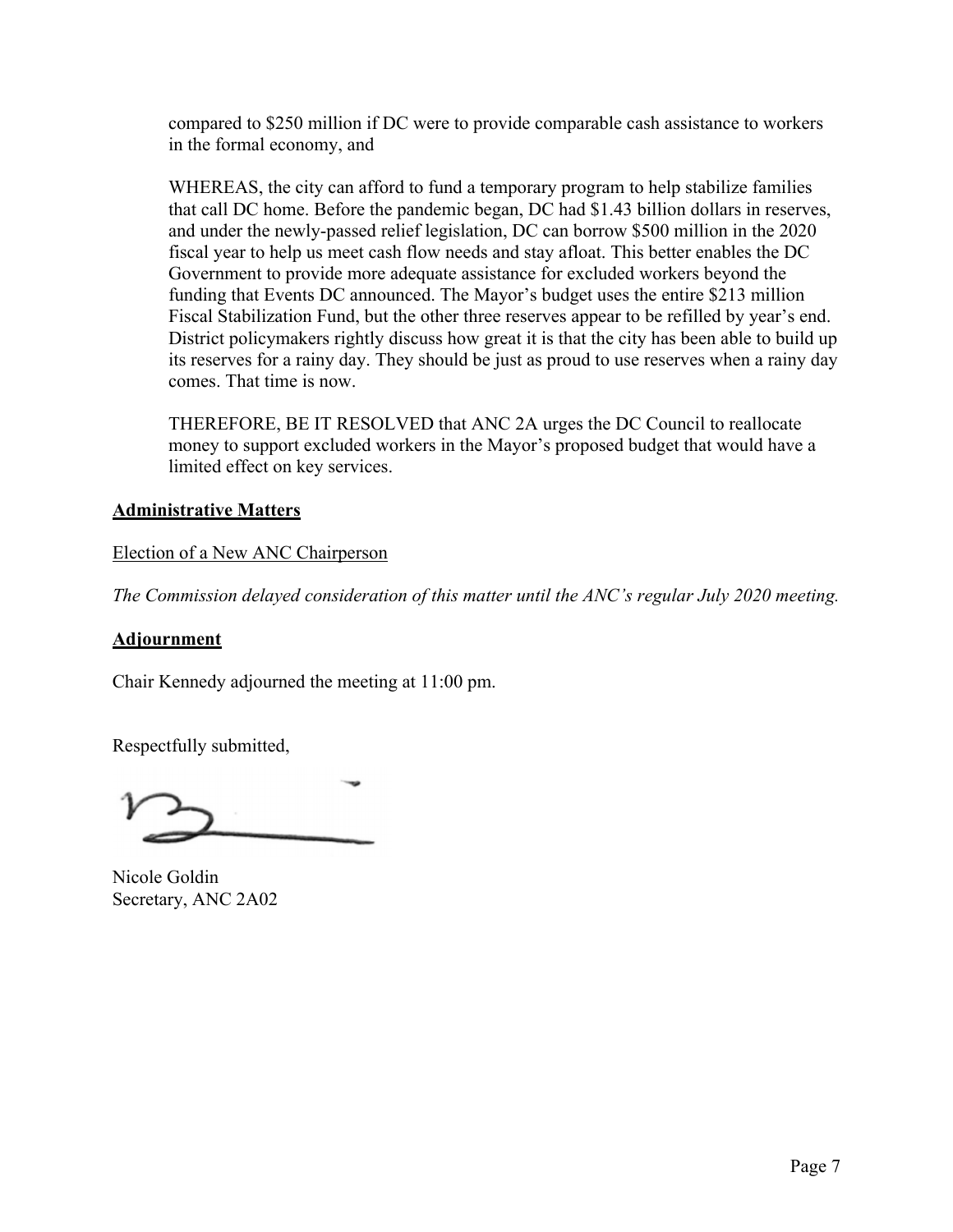compared to $250 million if DC were to provide comparable cash assistance to workers in the formal economy, and

WHEREAS, the city can afford to fund a temporary program to help stabilize families that call DC home. Before the pandemic began, DC had $1.43 billion dollars in reserves, and under the newly-passed relief legislation, DC can borrow $500 million in the 2020 fiscal year to help us meet cash flow needs and stay afloat. This better enables the DC Government to provide more adequate assistance for excluded workers beyond the funding that Events DC announced. The Mayor's budget uses the entire $213 million Fiscal Stabilization Fund, but the other three reserves appear to be refilled by year's end. District policymakers rightly discuss how great it is that the city has been able to build up its reserves for a rainy day. They should be just as proud to use reserves when a rainy day comes. That time is now.

THEREFORE, BE IT RESOLVED that ANC 2A urges the DC Council to reallocate money to support excluded workers in the Mayor's proposed budget that would have a limited effect on key services.

**Administrative Matters**

Election of a New ANC Chairperson

*The Commission delayed consideration of this matter until the ANC's regular July 2020 meeting.*

**Adjournment**

Chair Kennedy adjourned the meeting at 11:00 pm.

Respectfully submitted,

Nicole Goldin
Secretary, ANC 2A02